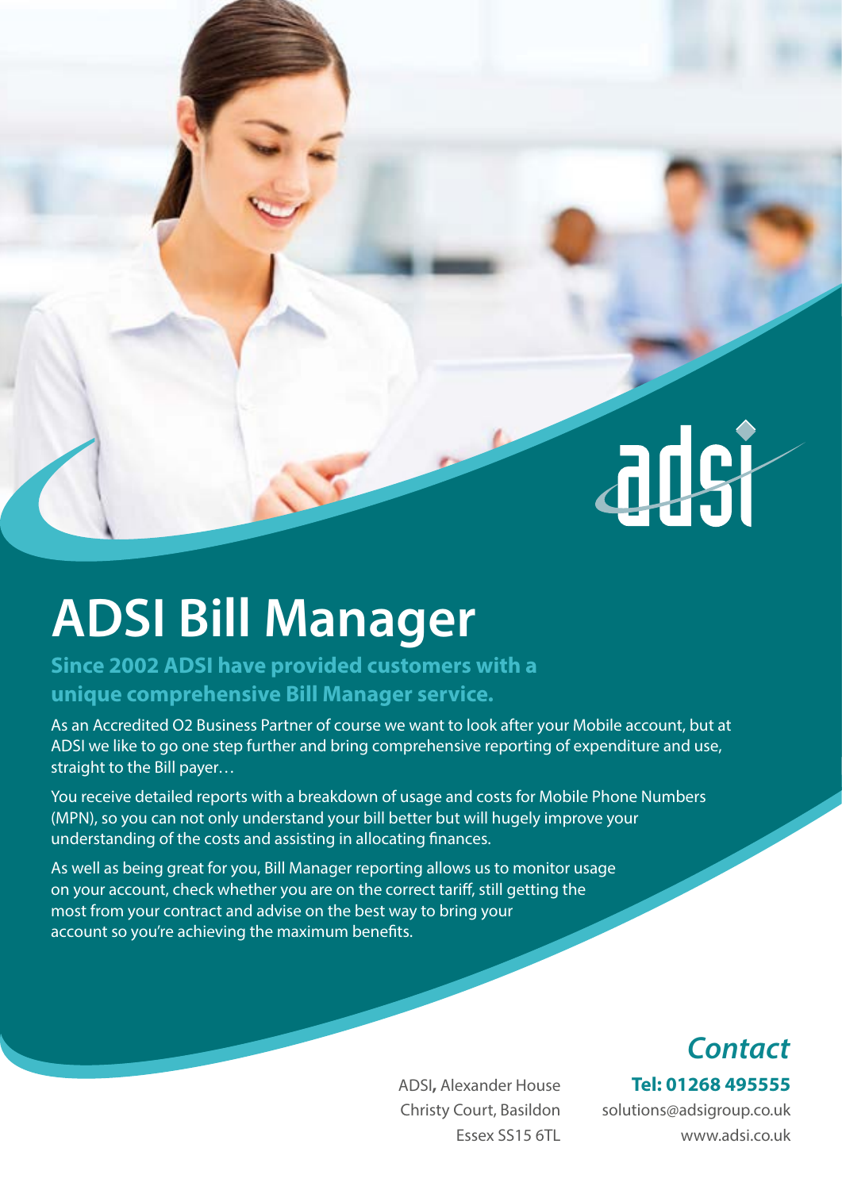adsi

# ADSI Bill Manager

**Since 2002 ADSI have provided customers with a unique comprehensive Bill Manager service.**

As an Accredited O2 Business Partner of course we want to look after your Mobile account, but at ADSI we like to go one step further and bring comprehensive reporting of expenditure and use, straight to the Bill payer…

You receive detailed reports with a breakdown of usage and costs for Mobile Phone Numbers (MPN), so you can not only understand your bill better but will hugely improve your understanding of the costs and assisting in allocating finances.

As well as being great for you, Bill Manager reporting allows us to monitor usage on your account, check whether you are on the correct tariff, still getting the most from your contract and advise on the best way to bring your account so you're achieving the maximum benefits.

## *Contact*

ADSI, Alexander House
Christy Court, Basildon
Essex SS15 6TL

**Tel: 01268 495555**
solutions@adsigroup.co.uk
www.adsi.co.uk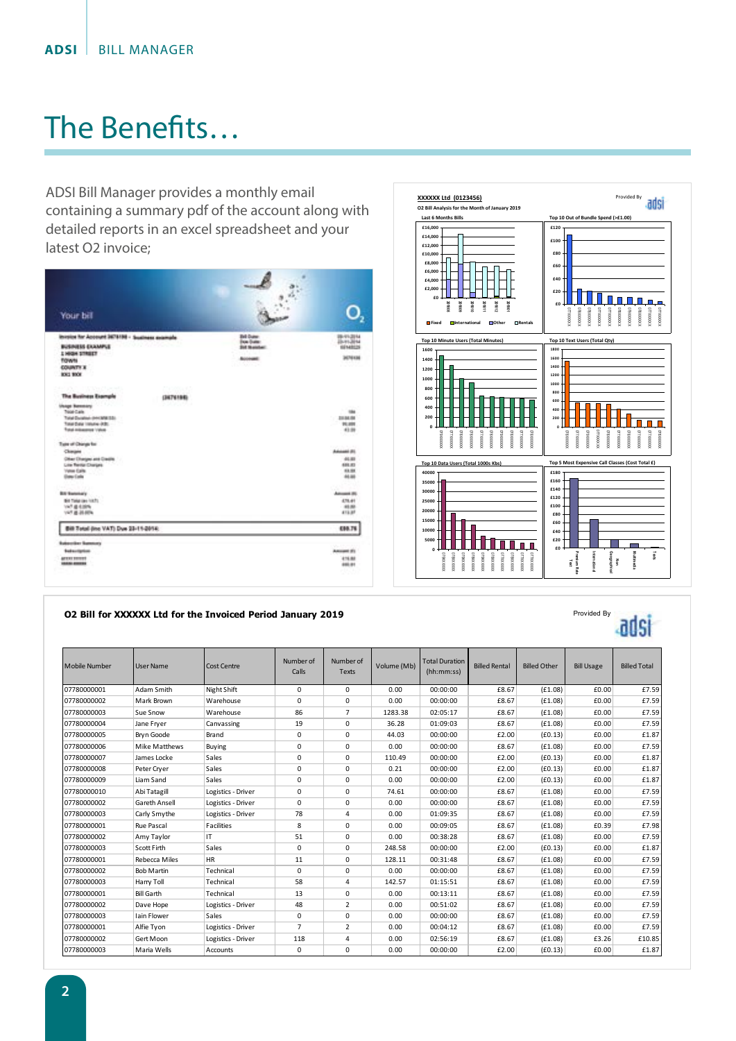# The Benefits…

ADSI Bill Manager provides a monthly email containing a summary pdf of the account along with detailed reports in an excel spreadsheet and your latest O2 invoice;

**O2 Bill for XXXXXX Ltd for the Invoiced Period January 2019**

Provided By adsi

| Mobile Number | User Name | Cost Centre | Number of Calls | Number of Texts | Volume (Mb) | Total Duration (hh:mm:ss) | Billed Rental | Billed Other | Bill Usage | Billed Total |
|---|---|---|---|---|---|---|---|---|---|---|
| 07780000001 | Adam Smith | Night Shift | 0 | 0 | 0.00 | 00:00:00 | £8.67 | (£1.08) | £0.00 | £7.59 |
| 07780000002 | Mark Brown | Warehouse | 0 | 0 | 0.00 | 00:00:00 | £8.67 | (£1.08) | £0.00 | £7.59 |
| 07780000003 | Sue Snow | Warehouse | 86 | 7 | 1283.38 | 02:05:17 | £8.67 | (£1.08) | £0.00 | £7.59 |
| 07780000004 | Jane Fryer | Canvassing | 19 | 0 | 36.28 | 01:09:03 | £8.67 | (£1.08) | £0.00 | £7.59 |
| 07780000005 | Bryn Goode | Brand | 0 | 0 | 44.03 | 00:00:00 | £2.00 | (£0.13) | £0.00 | £1.87 |
| 07780000006 | Mike Matthews | Buying | 0 | 0 | 0.00 | 00:00:00 | £8.67 | (£1.08) | £0.00 | £7.59 |
| 07780000007 | James Locke | Sales | 0 | 0 | 110.49 | 00:00:00 | £2.00 | (£0.13) | £0.00 | £1.87 |
| 07780000008 | Peter Cryer | Sales | 0 | 0 | 0.21 | 00:00:00 | £2.00 | (£0.13) | £0.00 | £1.87 |
| 07780000009 | Liam Sand | Sales | 0 | 0 | 0.00 | 00:00:00 | £2.00 | (£0.13) | £0.00 | £1.87 |
| 07780000010 | Abi Tatagill | Logistics - Driver | 0 | 0 | 74.61 | 00:00:00 | £8.67 | (£1.08) | £0.00 | £7.59 |
| 07780000002 | Gareth Ansell | Logistics - Driver | 0 | 0 | 0.00 | 00:00:00 | £8.67 | (£1.08) | £0.00 | £7.59 |
| 07780000003 | Carly Smythe | Logistics - Driver | 78 | 4 | 0.00 | 01:09:35 | £8.67 | (£1.08) | £0.00 | £7.59 |
| 07780000001 | Rue Pascal | Facilities | 8 | 0 | 0.00 | 00:09:05 | £8.67 | (£1.08) | £0.39 | £7.98 |
| 07780000002 | Amy Taylor | IT | 51 | 0 | 0.00 | 00:38:28 | £8.67 | (£1.08) | £0.00 | £7.59 |
| 07780000003 | Scott Firth | Sales | 0 | 0 | 248.58 | 00:00:00 | £2.00 | (£0.13) | £0.00 | £1.87 |
| 07780000001 | Rebecca Miles | HR | 11 | 0 | 128.11 | 00:31:48 | £8.67 | (£1.08) | £0.00 | £7.59 |
| 07780000002 | Bob Martin | Technical | 0 | 0 | 0.00 | 00:00:00 | £8.67 | (£1.08) | £0.00 | £7.59 |
| 07780000003 | Harry Toll | Technical | 58 | 4 | 142.57 | 01:15:51 | £8.67 | (£1.08) | £0.00 | £7.59 |
| 07780000001 | Bill Garth | Technical | 13 | 0 | 0.00 | 00:13:11 | £8.67 | (£1.08) | £0.00 | £7.59 |
| 07780000002 | Dave Hope | Logistics - Driver | 48 | 2 | 0.00 | 00:51:02 | £8.67 | (£1.08) | £0.00 | £7.59 |
| 07780000003 | Iain Flower | Sales | 0 | 0 | 0.00 | 00:00:00 | £8.67 | (£1.08) | £0.00 | £7.59 |
| 07780000001 | Alfie Tyon | Logistics - Driver | 7 | 2 | 0.00 | 00:04:12 | £8.67 | (£1.08) | £0.00 | £7.59 |
| 07780000002 | Gert Moon | Logistics - Driver | 118 | 4 | 0.00 | 02:56:19 | £8.67 | (£1.08) | £3.26 | £10.85 |
| 07780000003 | Maria Wells | Accounts | 0 | 0 | 0.00 | 00:00:00 | £2.00 | (£0.13) | £0.00 | £1.87 |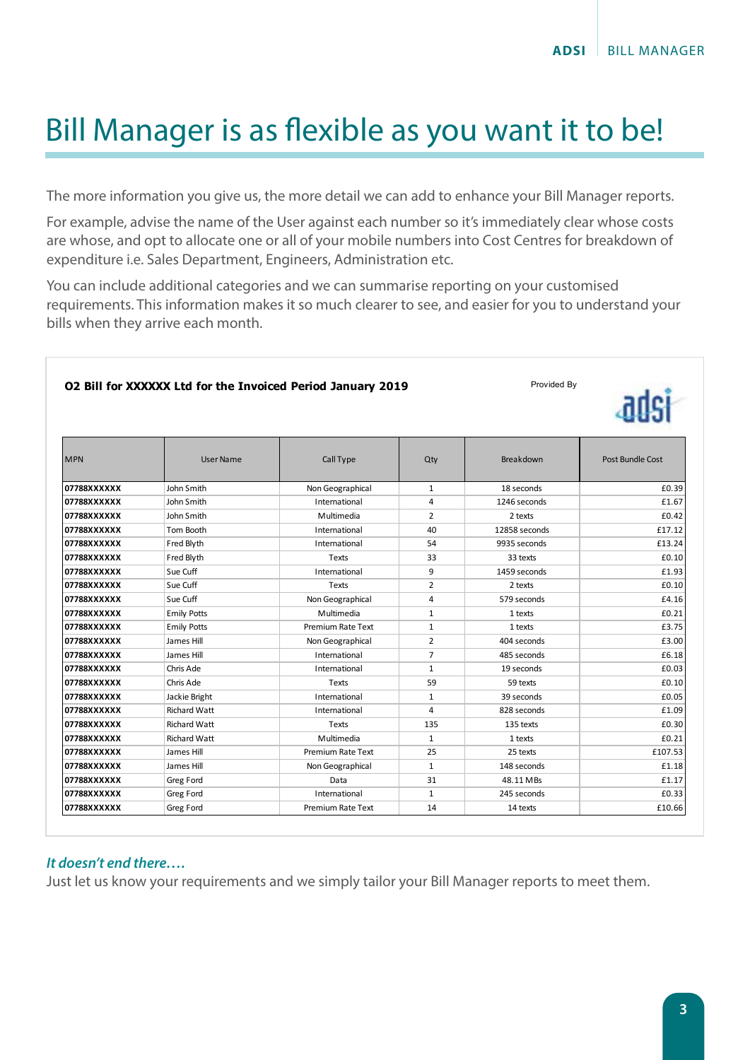# Bill Manager is as flexible as you want it to be!

The more information you give us, the more detail we can add to enhance your Bill Manager reports.

For example, advise the name of the User against each number so it's immediately clear whose costs are whose, and opt to allocate one or all of your mobile numbers into Cost Centres for breakdown of expenditure i.e. Sales Department, Engineers, Administration etc.

You can include additional categories and we can summarise reporting on your customised requirements. This information makes it so much clearer to see, and easier for you to understand your bills when they arrive each month.

**O2 Bill for XXXXXX Ltd for the Invoiced Period January 2019**

Provided By adsi

| MPN | User Name | Call Type | Qty | Breakdown | Post Bundle Cost |
|---|---|---|---|---|---|
| **07788XXXXXX** | John Smith | Non Geographical | 1 | 18 seconds | £0.39 |
| **07788XXXXXX** | John Smith | International | 4 | 1246 seconds | £1.67 |
| **07788XXXXXX** | John Smith | Multimedia | 2 | 2 texts | £0.42 |
| **07788XXXXXX** | Tom Booth | International | 40 | 12858 seconds | £17.12 |
| **07788XXXXXX** | Fred Blyth | International | 54 | 9935 seconds | £13.24 |
| **07788XXXXXX** | Fred Blyth | Texts | 33 | 33 texts | £0.10 |
| **07788XXXXXX** | Sue Cuff | International | 9 | 1459 seconds | £1.93 |
| **07788XXXXXX** | Sue Cuff | Texts | 2 | 2 texts | £0.10 |
| **07788XXXXXX** | Sue Cuff | Non Geographical | 4 | 579 seconds | £4.16 |
| **07788XXXXXX** | Emily Potts | Multimedia | 1 | 1 texts | £0.21 |
| **07788XXXXXX** | Emily Potts | Premium Rate Text | 1 | 1 texts | £3.75 |
| **07788XXXXXX** | James Hill | Non Geographical | 2 | 404 seconds | £3.00 |
| **07788XXXXXX** | James Hill | International | 7 | 485 seconds | £6.18 |
| **07788XXXXXX** | Chris Ade | International | 1 | 19 seconds | £0.03 |
| **07788XXXXXX** | Chris Ade | Texts | 59 | 59 texts | £0.10 |
| **07788XXXXXX** | Jackie Bright | International | 1 | 39 seconds | £0.05 |
| **07788XXXXXX** | Richard Watt | International | 4 | 828 seconds | £1.09 |
| **07788XXXXXX** | Richard Watt | Texts | 135 | 135 texts | £0.30 |
| **07788XXXXXX** | Richard Watt | Multimedia | 1 | 1 texts | £0.21 |
| **07788XXXXXX** | James Hill | Premium Rate Text | 25 | 25 texts | £107.53 |
| **07788XXXXXX** | James Hill | Non Geographical | 1 | 148 seconds | £1.18 |
| **07788XXXXXX** | Greg Ford | Data | 31 | 48.11 MBs | £1.17 |
| **07788XXXXXX** | Greg Ford | International | 1 | 245 seconds | £0.33 |
| **07788XXXXXX** | Greg Ford | Premium Rate Text | 14 | 14 texts | £10.66 |

***It doesn't end there….***

Just let us know your requirements and we simply tailor your Bill Manager reports to meet them.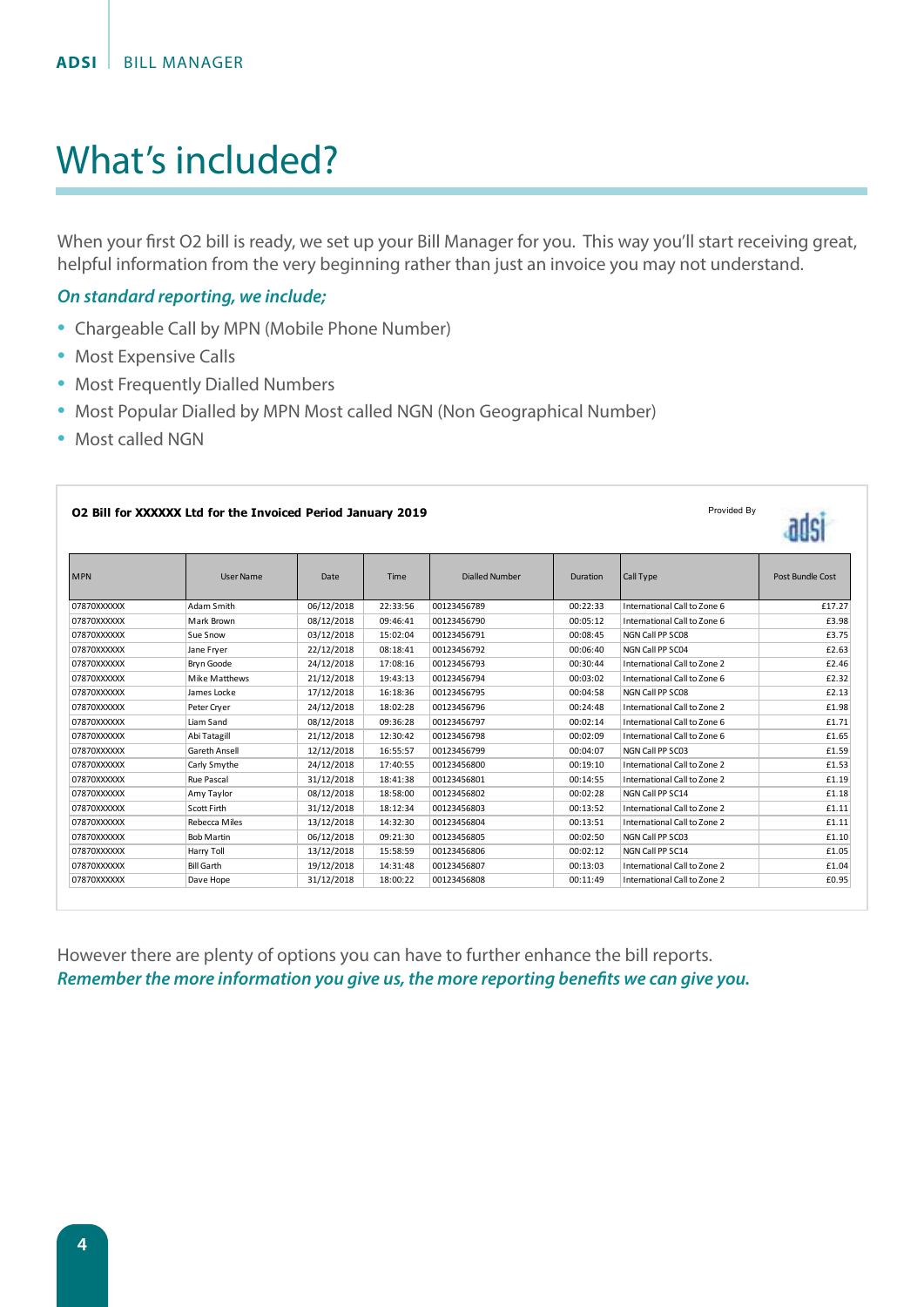# What's included?

When your first O2 bill is ready, we set up your Bill Manager for you. This way you'll start receiving great, helpful information from the very beginning rather than just an invoice you may not understand.

***On standard reporting, we include;***

- Chargeable Call by MPN (Mobile Phone Number)
- Most Expensive Calls
- Most Frequently Dialled Numbers
- Most Popular Dialled by MPN Most called NGN (Non Geographical Number)
- Most called NGN

**O2 Bill for XXXXXX Ltd for the Invoiced Period January 2019**

Provided By adsi

| MPN | User Name | Date | Time | Dialled Number | Duration | Call Type | Post Bundle Cost |
|---|---|---|---|---|---|---|---|
| 07870XXXXXX | Adam Smith | 06/12/2018 | 22:33:56 | 00123456789 | 00:22:33 | International Call to Zone 6 | £17.27 |
| 07870XXXXXX | Mark Brown | 08/12/2018 | 09:46:41 | 00123456790 | 00:05:12 | International Call to Zone 6 | £3.98 |
| 07870XXXXXX | Sue Snow | 03/12/2018 | 15:02:04 | 00123456791 | 00:08:45 | NGN Call PP SC08 | £3.75 |
| 07870XXXXXX | Jane Fryer | 22/12/2018 | 08:18:41 | 00123456792 | 00:06:40 | NGN Call PP SC04 | £2.63 |
| 07870XXXXXX | Bryn Goode | 24/12/2018 | 17:08:16 | 00123456793 | 00:30:44 | International Call to Zone 2 | £2.46 |
| 07870XXXXXX | Mike Matthews | 21/12/2018 | 19:43:13 | 00123456794 | 00:03:02 | International Call to Zone 6 | £2.32 |
| 07870XXXXXX | James Locke | 17/12/2018 | 16:18:36 | 00123456795 | 00:04:58 | NGN Call PP SC08 | £2.13 |
| 07870XXXXXX | Peter Cryer | 24/12/2018 | 18:02:28 | 00123456796 | 00:24:48 | International Call to Zone 2 | £1.98 |
| 07870XXXXXX | Liam Sand | 08/12/2018 | 09:36:28 | 00123456797 | 00:02:14 | International Call to Zone 6 | £1.71 |
| 07870XXXXXX | Abi Tatagill | 21/12/2018 | 12:30:42 | 00123456798 | 00:02:09 | International Call to Zone 6 | £1.65 |
| 07870XXXXXX | Gareth Ansell | 12/12/2018 | 16:55:57 | 00123456799 | 00:04:07 | NGN Call PP SC03 | £1.59 |
| 07870XXXXXX | Carly Smythe | 24/12/2018 | 17:40:55 | 00123456800 | 00:19:10 | International Call to Zone 2 | £1.53 |
| 07870XXXXXX | Rue Pascal | 31/12/2018 | 18:41:38 | 00123456801 | 00:14:55 | International Call to Zone 2 | £1.19 |
| 07870XXXXXX | Amy Taylor | 08/12/2018 | 18:58:00 | 00123456802 | 00:02:28 | NGN Call PP SC14 | £1.18 |
| 07870XXXXXX | Scott Firth | 31/12/2018 | 18:12:34 | 00123456803 | 00:13:52 | International Call to Zone 2 | £1.11 |
| 07870XXXXXX | Rebecca Miles | 13/12/2018 | 14:32:30 | 00123456804 | 00:13:51 | International Call to Zone 2 | £1.11 |
| 07870XXXXXX | Bob Martin | 06/12/2018 | 09:21:30 | 00123456805 | 00:02:50 | NGN Call PP SC03 | £1.10 |
| 07870XXXXXX | Harry Toll | 13/12/2018 | 15:58:59 | 00123456806 | 00:02:12 | NGN Call PP SC14 | £1.05 |
| 07870XXXXXX | Bill Garth | 19/12/2018 | 14:31:48 | 00123456807 | 00:13:03 | International Call to Zone 2 | £1.04 |
| 07870XXXXXX | Dave Hope | 31/12/2018 | 18:00:22 | 00123456808 | 00:11:49 | International Call to Zone 2 | £0.95 |

However there are plenty of options you can have to further enhance the bill reports.
***Remember the more information you give us, the more reporting benefits we can give you.***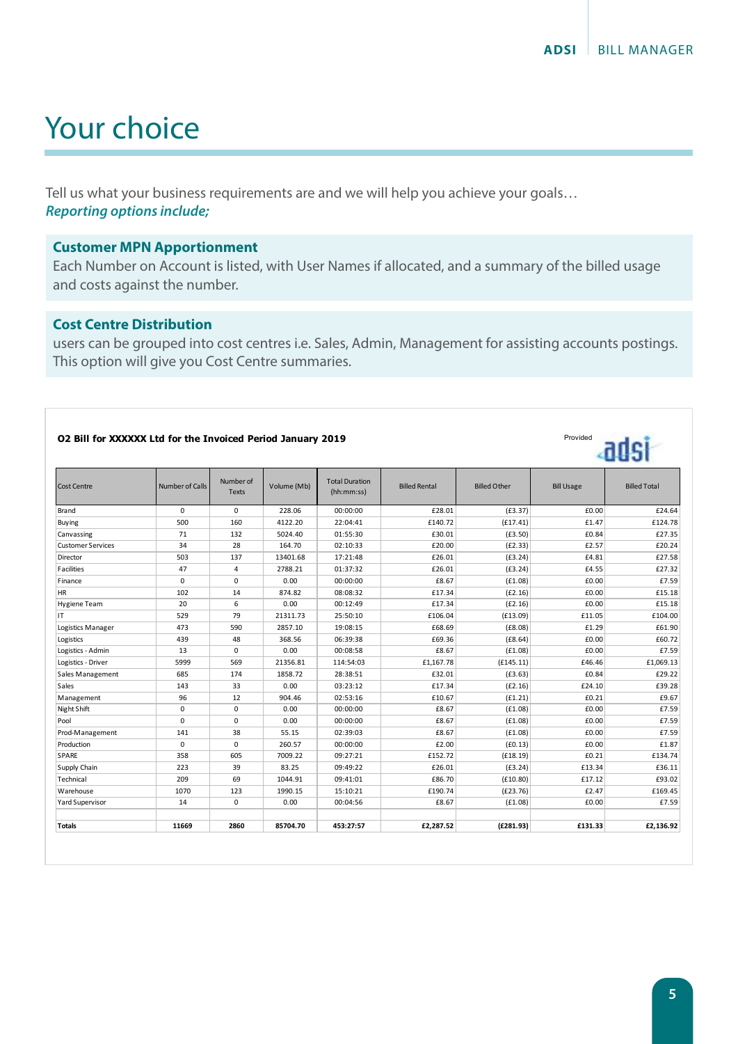# Your choice

Tell us what your business requirements are and we will help you achieve your goals…
***Reporting options include;***

### Customer MPN Apportionment

Each Number on Account is listed, with User Names if allocated, and a summary of the billed usage and costs against the number.

### Cost Centre Distribution

users can be grouped into cost centres i.e. Sales, Admin, Management for assisting accounts postings. This option will give you Cost Centre summaries.

**O2 Bill for XXXXXX Ltd for the Invoiced Period January 2019**

Provided adsi

| Cost Centre | Number of Calls | Number of Texts | Volume (Mb) | Total Duration (hh:mm:ss) | Billed Rental | Billed Other | Bill Usage | Billed Total |
|---|---|---|---|---|---|---|---|---|
| Brand | 0 | 0 | 228.06 | 00:00:00 | £28.01 | (£3.37) | £0.00 | £24.64 |
| Buying | 500 | 160 | 4122.20 | 22:04:41 | £140.72 | (£17.41) | £1.47 | £124.78 |
| Canvassing | 71 | 132 | 5024.40 | 01:55:30 | £30.01 | (£3.50) | £0.84 | £27.35 |
| Customer Services | 34 | 28 | 164.70 | 02:10:33 | £20.00 | (£2.33) | £2.57 | £20.24 |
| Director | 503 | 137 | 13401.68 | 17:21:48 | £26.01 | (£3.24) | £4.81 | £27.58 |
| Facilities | 47 | 4 | 2788.21 | 01:37:32 | £26.01 | (£3.24) | £4.55 | £27.32 |
| Finance | 0 | 0 | 0.00 | 00:00:00 | £8.67 | (£1.08) | £0.00 | £7.59 |
| HR | 102 | 14 | 874.82 | 08:08:32 | £17.34 | (£2.16) | £0.00 | £15.18 |
| Hygiene Team | 20 | 6 | 0.00 | 00:12:49 | £17.34 | (£2.16) | £0.00 | £15.18 |
| IT | 529 | 79 | 21311.73 | 25:50:10 | £106.04 | (£13.09) | £11.05 | £104.00 |
| Logistics Manager | 473 | 590 | 2857.10 | 19:08:15 | £68.69 | (£8.08) | £1.29 | £61.90 |
| Logistics | 439 | 48 | 368.56 | 06:39:38 | £69.36 | (£8.64) | £0.00 | £60.72 |
| Logistics - Admin | 13 | 0 | 0.00 | 00:08:58 | £8.67 | (£1.08) | £0.00 | £7.59 |
| Logistics - Driver | 5999 | 569 | 21356.81 | 114:54:03 | £1,167.78 | (£145.11) | £46.46 | £1,069.13 |
| Sales Management | 685 | 174 | 1858.72 | 28:38:51 | £32.01 | (£3.63) | £0.84 | £29.22 |
| Sales | 143 | 33 | 0.00 | 03:23:12 | £17.34 | (£2.16) | £24.10 | £39.28 |
| Management | 96 | 12 | 904.46 | 02:53:16 | £10.67 | (£1.21) | £0.21 | £9.67 |
| Night Shift | 0 | 0 | 0.00 | 00:00:00 | £8.67 | (£1.08) | £0.00 | £7.59 |
| Pool | 0 | 0 | 0.00 | 00:00:00 | £8.67 | (£1.08) | £0.00 | £7.59 |
| Prod-Management | 141 | 38 | 55.15 | 02:39:03 | £8.67 | (£1.08) | £0.00 | £7.59 |
| Production | 0 | 0 | 260.57 | 00:00:00 | £2.00 | (£0.13) | £0.00 | £1.87 |
| SPARE | 358 | 605 | 7009.22 | 09:27:21 | £152.72 | (£18.19) | £0.21 | £134.74 |
| Supply Chain | 223 | 39 | 83.25 | 09:49:22 | £26.01 | (£3.24) | £13.34 | £36.11 |
| Technical | 209 | 69 | 1044.91 | 09:41:01 | £86.70 | (£10.80) | £17.12 | £93.02 |
| Warehouse | 1070 | 123 | 1990.15 | 15:10:21 | £190.74 | (£23.76) | £2.47 | £169.45 |
| Yard Supervisor | 14 | 0 | 0.00 | 00:04:56 | £8.67 | (£1.08) | £0.00 | £7.59 |
| | | | | | | | | |
| **Totals** | **11669** | **2860** | **85704.70** | **453:27:57** | **£2,287.52** | **(£281.93)** | **£131.33** | **£2,136.92** |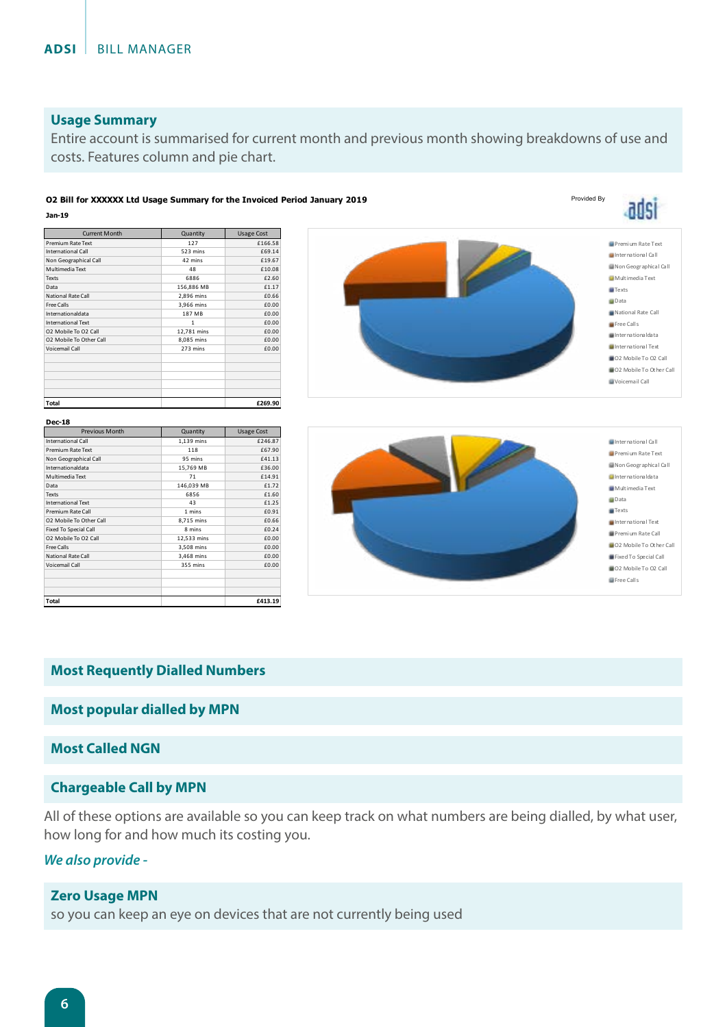## Usage Summary

Entire account is summarised for current month and previous month showing breakdowns of use and costs. Features column and pie chart.

**O2 Bill for XXXXXX Ltd Usage Summary for the Invoiced Period January 2019**

Provided By adsi

**Jan-19**

| Current Month | Quantity | Usage Cost |
|---|---|---|
| Premium Rate Text | 127 | £166.58 |
| International Call | 523 mins | £69.14 |
| Non Geographical Call | 42 mins | £19.67 |
| Multimedia Text | 48 | £10.08 |
| Texts | 6886 | £2.60 |
| Data | 156,886 MB | £1.17 |
| National Rate Call | 2,896 mins | £0.66 |
| Free Calls | 3,966 mins | £0.00 |
| Internationaldata | 187 MB | £0.00 |
| International Text | 1 | £0.00 |
| O2 Mobile To O2 Call | 12,781 mins | £0.00 |
| O2 Mobile To Other Call | 8,085 mins | £0.00 |
| Voicemail Call | 273 mins | £0.00 |
| **Total** | | **£269.90** |

Premium Rate Text, International Call, Non Geographical Call, Multimedia Text, Texts, Data, National Rate Call, Free Calls, Internationaldata, International Text, O2 Mobile To O2 Call, O2 Mobile To Other Call, Voicemail Call

**Dec-18**

| Previous Month | Quantity | Usage Cost |
|---|---|---|
| International Call | 1,139 mins | £246.87 |
| Premium Rate Text | 118 | £67.90 |
| Non Geographical Call | 95 mins | £41.13 |
| Internationaldata | 15,769 MB | £36.00 |
| Multimedia Text | 71 | £14.91 |
| Data | 146,039 MB | £1.72 |
| Texts | 6856 | £1.60 |
| International Text | 43 | £1.25 |
| Premium Rate Call | 1 mins | £0.91 |
| O2 Mobile To Other Call | 8,715 mins | £0.66 |
| Fixed To Special Call | 8 mins | £0.24 |
| O2 Mobile To O2 Call | 12,533 mins | £0.00 |
| Free Calls | 3,508 mins | £0.00 |
| National Rate Call | 3,468 mins | £0.00 |
| Voicemail Call | 355 mins | £0.00 |
| **Total** | | **£413.19** |

International Call, Premium Rate Text, Non Geographical Call, Internationaldata, Multimedia Text, Data, Texts, International Text, Premium Rate Call, O2 Mobile To Other Call, Fixed To Special Call, O2 Mobile To O2 Call, Free Calls

## Most Requently Dialled Numbers

## Most popular dialled by MPN

## Most Called NGN

## Chargeable Call by MPN

All of these options are available so you can keep track on what numbers are being dialled, by what user, how long for and how much its costing you.

*We also provide -*

## Zero Usage MPN

so you can keep an eye on devices that are not currently being used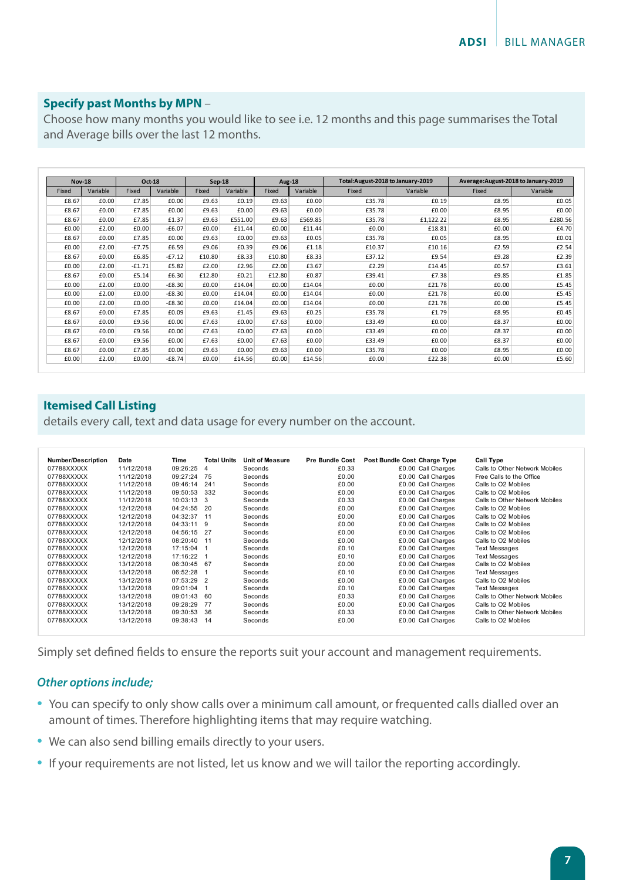### **Specify past Months by MPN** –

Choose how many months you would like to see i.e. 12 months and this page summarises the Total and Average bills over the last 12 months.

| Nov-18 | | Oct-18 | | Sep-18 | | Aug-18 | | Total:August-2018 to January-2019 | | Average:August-2018 to January-2019 | |
|---|---|---|---|---|---|---|---|---|---|---|---|
| Fixed | Variable | Fixed | Variable | Fixed | Variable | Fixed | Variable | Fixed | Variable | Fixed | Variable |
| £8.67 | £0.00 | £7.85 | £0.00 | £9.63 | £0.19 | £9.63 | £0.00 | £35.78 | £0.19 | £8.95 | £0.05 |
| £8.67 | £0.00 | £7.85 | £0.00 | £9.63 | £0.00 | £9.63 | £0.00 | £35.78 | £0.00 | £8.95 | £0.00 |
| £8.67 | £0.00 | £7.85 | £1.37 | £9.63 | £551.00 | £9.63 | £569.85 | £35.78 | £1,122.22 | £8.95 | £280.56 |
| £0.00 | £2.00 | £0.00 | -£6.07 | £0.00 | £11.44 | £0.00 | £11.44 | £0.00 | £18.81 | £0.00 | £4.70 |
| £8.67 | £0.00 | £7.85 | £0.00 | £9.63 | £0.00 | £9.63 | £0.05 | £35.78 | £0.05 | £8.95 | £0.01 |
| £0.00 | £2.00 | -£7.75 | £6.59 | £9.06 | £0.39 | £9.06 | £1.18 | £10.37 | £10.16 | £2.59 | £2.54 |
| £8.67 | £0.00 | £6.85 | -£7.12 | £10.80 | £8.33 | £10.80 | £8.33 | £37.12 | £9.54 | £9.28 | £2.39 |
| £0.00 | £2.00 | -£1.71 | £5.82 | £2.00 | £2.96 | £2.00 | £3.67 | £2.29 | £14.45 | £0.57 | £3.61 |
| £8.67 | £0.00 | £5.14 | £6.30 | £12.80 | £0.21 | £12.80 | £0.87 | £39.41 | £7.38 | £9.85 | £1.85 |
| £0.00 | £2.00 | £0.00 | -£8.30 | £0.00 | £14.04 | £0.00 | £14.04 | £0.00 | £21.78 | £0.00 | £5.45 |
| £0.00 | £2.00 | £0.00 | -£8.30 | £0.00 | £14.04 | £0.00 | £14.04 | £0.00 | £21.78 | £0.00 | £5.45 |
| £0.00 | £2.00 | £0.00 | -£8.30 | £0.00 | £14.04 | £0.00 | £14.04 | £0.00 | £21.78 | £0.00 | £5.45 |
| £8.67 | £0.00 | £7.85 | £0.09 | £9.63 | £1.45 | £9.63 | £0.25 | £35.78 | £1.79 | £8.95 | £0.45 |
| £8.67 | £0.00 | £9.56 | £0.00 | £7.63 | £0.00 | £7.63 | £0.00 | £33.49 | £0.00 | £8.37 | £0.00 |
| £8.67 | £0.00 | £9.56 | £0.00 | £7.63 | £0.00 | £7.63 | £0.00 | £33.49 | £0.00 | £8.37 | £0.00 |
| £8.67 | £0.00 | £9.56 | £0.00 | £7.63 | £0.00 | £7.63 | £0.00 | £33.49 | £0.00 | £8.37 | £0.00 |
| £8.67 | £0.00 | £7.85 | £0.00 | £9.63 | £0.00 | £9.63 | £0.00 | £35.78 | £0.00 | £8.95 | £0.00 |
| £0.00 | £2.00 | £0.00 | -£8.74 | £0.00 | £14.56 | £0.00 | £14.56 | £0.00 | £22.38 | £0.00 | £5.60 |

### **Itemised Call Listing**

details every call, text and data usage for every number on the account.

| Number/Description | Date | Time | Total Units | Unit of Measure | Pre Bundle Cost | Post Bundle Cost | Charge Type | Call Type |
|---|---|---|---|---|---|---|---|---|
| 07788XXXXX | 11/12/2018 | 09:26:25 | 4 | Seconds | £0.33 | £0.00 | Call Charges | Calls to Other Network Mobiles |
| 07788XXXXX | 11/12/2018 | 09:27:24 | 75 | Seconds | £0.00 | £0.00 | Call Charges | Free Calls to the Office |
| 07788XXXXX | 11/12/2018 | 09:46:14 | 241 | Seconds | £0.00 | £0.00 | Call Charges | Calls to O2 Mobiles |
| 07788XXXXX | 11/12/2018 | 09:50:53 | 332 | Seconds | £0.00 | £0.00 | Call Charges | Calls to O2 Mobiles |
| 07788XXXXX | 11/12/2018 | 10:03:13 | 3 | Seconds | £0.33 | £0.00 | Call Charges | Calls to Other Network Mobiles |
| 07788XXXXX | 12/12/2018 | 04:24:55 | 20 | Seconds | £0.00 | £0.00 | Call Charges | Calls to O2 Mobiles |
| 07788XXXXX | 12/12/2018 | 04:32:37 | 11 | Seconds | £0.00 | £0.00 | Call Charges | Calls to O2 Mobiles |
| 07788XXXXX | 12/12/2018 | 04:33:11 | 9 | Seconds | £0.00 | £0.00 | Call Charges | Calls to O2 Mobiles |
| 07788XXXXX | 12/12/2018 | 04:56:15 | 27 | Seconds | £0.00 | £0.00 | Call Charges | Calls to O2 Mobiles |
| 07788XXXXX | 12/12/2018 | 08:20:40 | 11 | Seconds | £0.00 | £0.00 | Call Charges | Calls to O2 Mobiles |
| 07788XXXXX | 12/12/2018 | 17:15:04 | 1 | Seconds | £0.10 | £0.00 | Call Charges | Text Messages |
| 07788XXXXX | 12/12/2018 | 17:16:22 | 1 | Seconds | £0.10 | £0.00 | Call Charges | Text Messages |
| 07788XXXXX | 13/12/2018 | 06:30:45 | 67 | Seconds | £0.00 | £0.00 | Call Charges | Calls to O2 Mobiles |
| 07788XXXXX | 13/12/2018 | 06:52:28 | 1 | Seconds | £0.10 | £0.00 | Call Charges | Text Messages |
| 07788XXXXX | 13/12/2018 | 07:53:29 | 2 | Seconds | £0.00 | £0.00 | Call Charges | Calls to O2 Mobiles |
| 07788XXXXX | 13/12/2018 | 09:01:04 | 1 | Seconds | £0.10 | £0.00 | Call Charges | Text Messages |
| 07788XXXXX | 13/12/2018 | 09:01:43 | 60 | Seconds | £0.33 | £0.00 | Call Charges | Calls to Other Network Mobiles |
| 07788XXXXX | 13/12/2018 | 09:28:29 | 77 | Seconds | £0.00 | £0.00 | Call Charges | Calls to O2 Mobiles |
| 07788XXXXX | 13/12/2018 | 09:30:53 | 36 | Seconds | £0.33 | £0.00 | Call Charges | Calls to Other Network Mobiles |
| 07788XXXXX | 13/12/2018 | 09:38:43 | 14 | Seconds | £0.00 | £0.00 | Call Charges | Calls to O2 Mobiles |

Simply set defined fields to ensure the reports suit your account and management requirements.

*Other options include;*

- You can specify to only show calls over a minimum call amount, or frequented calls dialled over an amount of times. Therefore highlighting items that may require watching.
- We can also send billing emails directly to your users.
- If your requirements are not listed, let us know and we will tailor the reporting accordingly.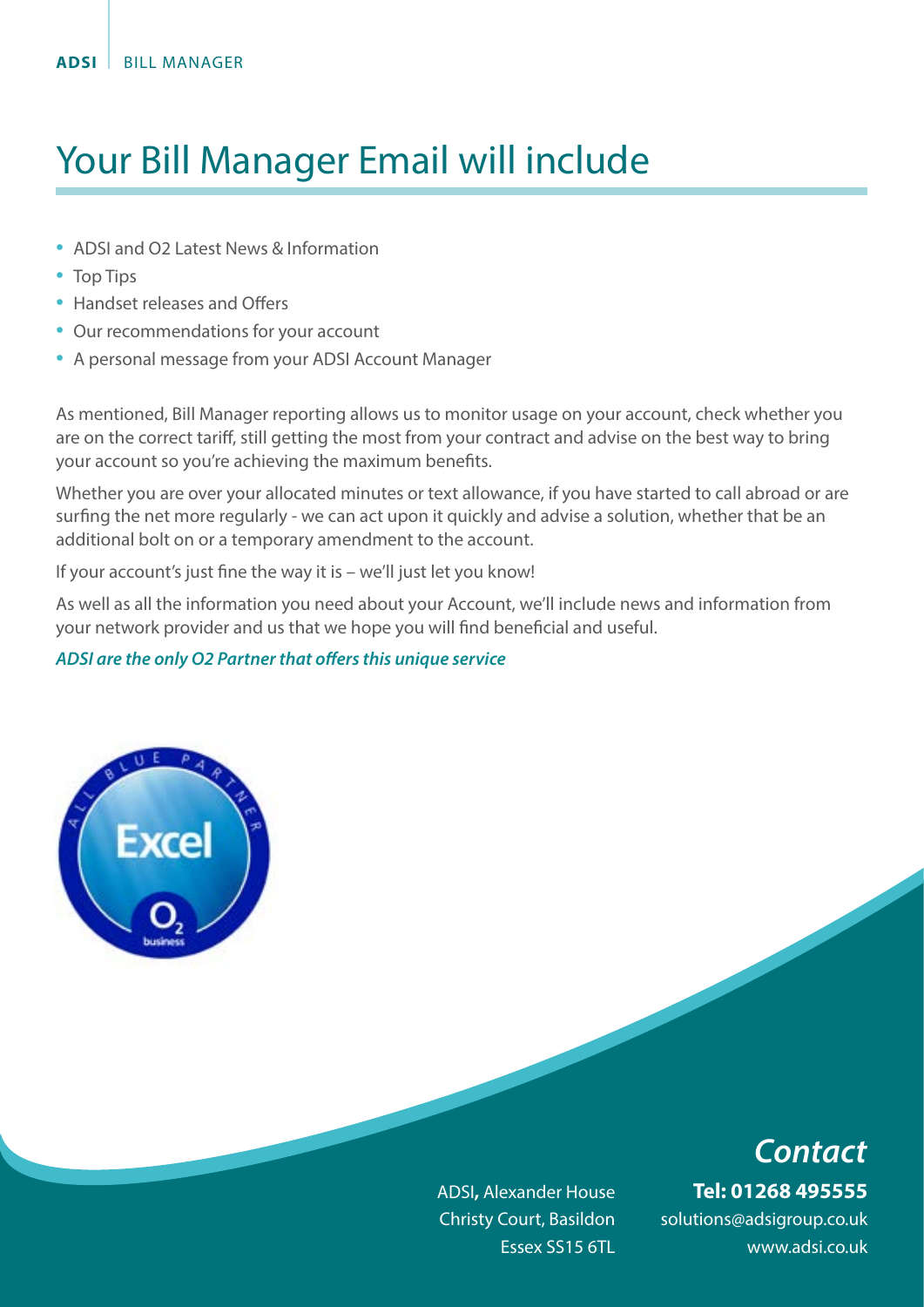# Your Bill Manager Email will include

- ADSI and O2 Latest News & Information
- Top Tips
- Handset releases and Offers
- Our recommendations for your account
- A personal message from your ADSI Account Manager

As mentioned, Bill Manager reporting allows us to monitor usage on your account, check whether you are on the correct tariff, still getting the most from your contract and advise on the best way to bring your account so you're achieving the maximum benefits.

Whether you are over your allocated minutes or text allowance, if you have started to call abroad or are surfing the net more regularly - we can act upon it quickly and advise a solution, whether that be an additional bolt on or a temporary amendment to the account.

If your account's just fine the way it is – we'll just let you know!

As well as all the information you need about your Account, we'll include news and information from your network provider and us that we hope you will find beneficial and useful.

***ADSI are the only O2 Partner that offers this unique service***

## *Contact*

ADSI, Alexander House
Christy Court, Basildon
Essex SS15 6TL

**Tel: 01268 495555**
solutions@adsigroup.co.uk
www.adsi.co.uk